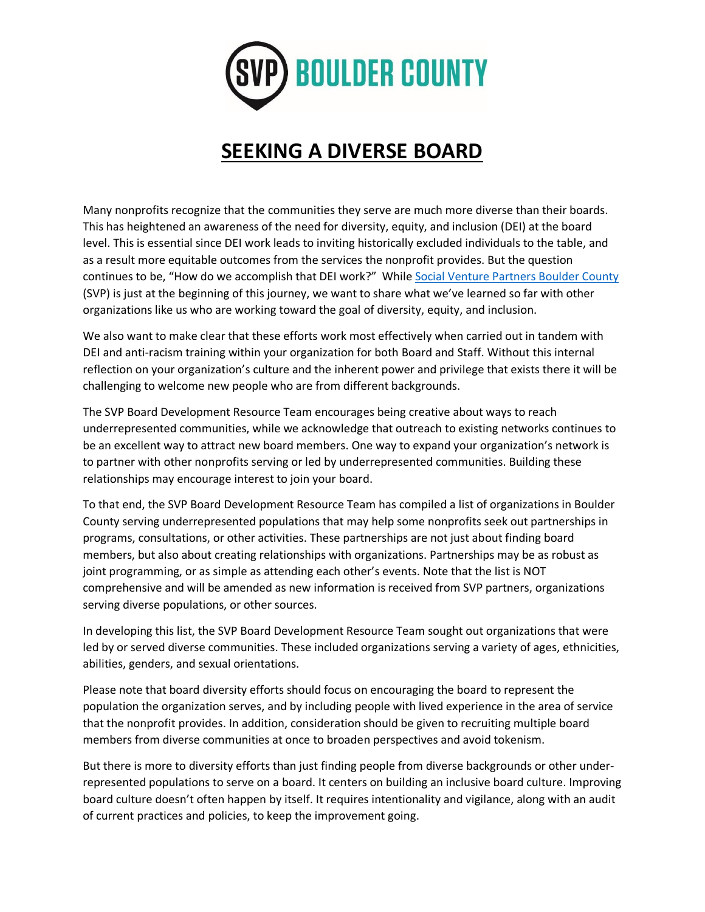# SEEKING A DIVERSE BOARD

Many nonprofits recognize that the communities they serve are much more diverse than their boards. This has heightened an awareness of the need for diversity, equity, and inclusion (DEI) at the board level. This is essential since DEI work leads to inviting historically excluded individuals to the table, and as a result more equitable outcomes from the services the nonprofit provides. But the question continues to be, "How do we accomplish that DEI work?" While Social Venture Partners Boulder County (SVP) is just at the beginning of this journey, we want to share what we've learned so far with other organizations like us who are working toward the goal of diversity, equity, and inclusion.

We also want to make clear that these efforts work most effectively when carried out in tandem with DEI and anti-racism training within your organization for both Board and Staff. Without this internal reflection on your organization's culture and the inherent power and privilege that exists there it will be challenging to welcome new people who are from different backgrounds.

The SVP Board Development Resource Team encourages being creative about ways to reach underrepresented communities, while we acknowledge that outreach to existing networks continues to be an excellent way to attract new board members. One way to expand your organization's network is to partner with other nonprofits serving or led by underrepresented communities. Building these relationships may encourage interest to join your board.

To that end, the SVP Board Development Resource Team has compiled a list of organizations in Boulder County serving underrepresented populations that may help some nonprofits seek out partnerships in programs, consultations, or other activities. These partnerships are not just about finding board members, but also about creating relationships with organizations. Partnerships may be as robust as joint programming, or as simple as attending each other's events. Note that the list is NOT comprehensive and will be amended as new information is received from SVP partners, organizations serving diverse populations, or other sources.

In developing this list, the SVP Board Development Resource Team sought out organizations that were led by or served diverse communities. These included organizations serving a variety of ages, ethnicities, abilities, genders, and sexual orientations.

Please note that board diversity efforts should focus on encouraging the board to represent the population the organization serves, and by including people with lived experience in the area of service that the nonprofit provides. In addition, consideration should be given to recruiting multiple board members from diverse communities at once to broaden perspectives and avoid tokenism.

But there is more to diversity efforts than just finding people from diverse backgrounds or other under-represented populations to serve on a board. It centers on building an inclusive board culture. Improving board culture doesn't often happen by itself. It requires intentionality and vigilance, along with an audit of current practices and policies, to keep the improvement going.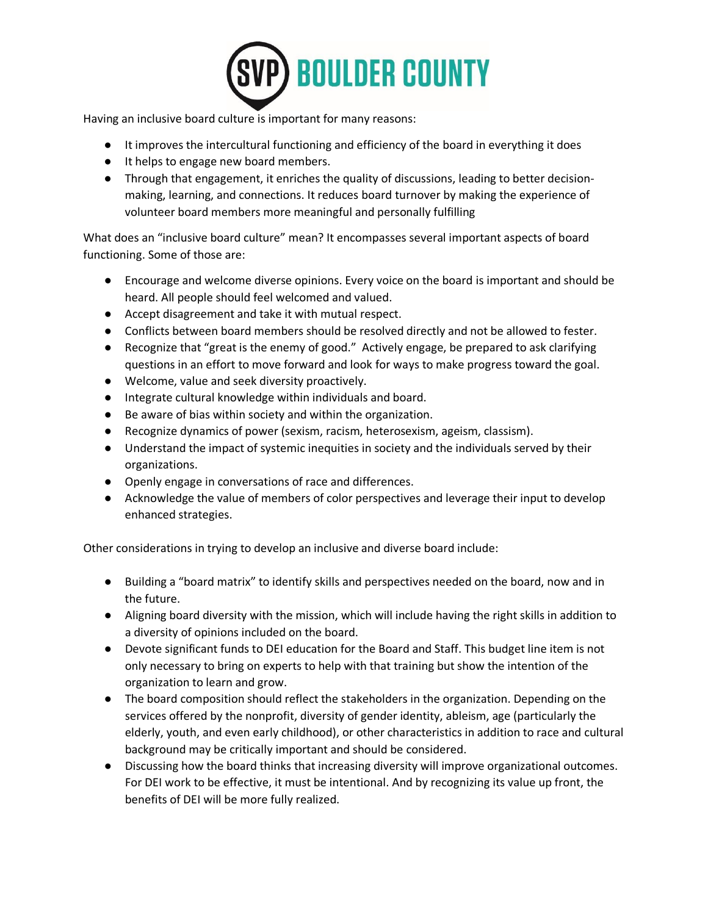Having an inclusive board culture is important for many reasons:

- It improves the intercultural functioning and efficiency of the board in everything it does
- It helps to engage new board members.
- Through that engagement, it enriches the quality of discussions, leading to better decision-making, learning, and connections. It reduces board turnover by making the experience of volunteer board members more meaningful and personally fulfilling

What does an "inclusive board culture" mean? It encompasses several important aspects of board functioning. Some of those are:

- Encourage and welcome diverse opinions. Every voice on the board is important and should be heard. All people should feel welcomed and valued.
- Accept disagreement and take it with mutual respect.
- Conflicts between board members should be resolved directly and not be allowed to fester.
- Recognize that "great is the enemy of good." Actively engage, be prepared to ask clarifying questions in an effort to move forward and look for ways to make progress toward the goal.
- Welcome, value and seek diversity proactively.
- Integrate cultural knowledge within individuals and board.
- Be aware of bias within society and within the organization.
- Recognize dynamics of power (sexism, racism, heterosexism, ageism, classism).
- Understand the impact of systemic inequities in society and the individuals served by their organizations.
- Openly engage in conversations of race and differences.
- Acknowledge the value of members of color perspectives and leverage their input to develop enhanced strategies.

Other considerations in trying to develop an inclusive and diverse board include:

- Building a "board matrix" to identify skills and perspectives needed on the board, now and in the future.
- Aligning board diversity with the mission, which will include having the right skills in addition to a diversity of opinions included on the board.
- Devote significant funds to DEI education for the Board and Staff. This budget line item is not only necessary to bring on experts to help with that training but show the intention of the organization to learn and grow.
- The board composition should reflect the stakeholders in the organization. Depending on the services offered by the nonprofit, diversity of gender identity, ableism, age (particularly the elderly, youth, and even early childhood), or other characteristics in addition to race and cultural background may be critically important and should be considered.
- Discussing how the board thinks that increasing diversity will improve organizational outcomes. For DEI work to be effective, it must be intentional. And by recognizing its value up front, the benefits of DEI will be more fully realized.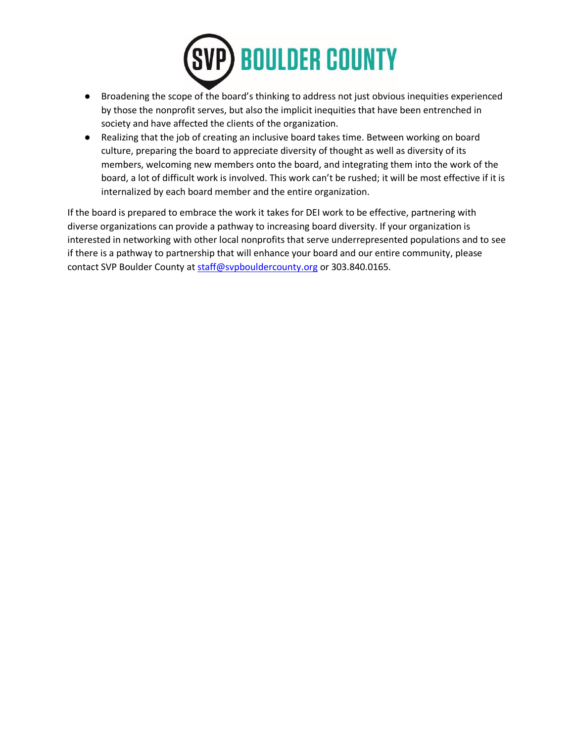- Broadening the scope of the board's thinking to address not just obvious inequities experienced by those the nonprofit serves, but also the implicit inequities that have been entrenched in society and have affected the clients of the organization.
- Realizing that the job of creating an inclusive board takes time. Between working on board culture, preparing the board to appreciate diversity of thought as well as diversity of its members, welcoming new members onto the board, and integrating them into the work of the board, a lot of difficult work is involved. This work can't be rushed; it will be most effective if it is internalized by each board member and the entire organization.

If the board is prepared to embrace the work it takes for DEI work to be effective, partnering with diverse organizations can provide a pathway to increasing board diversity. If your organization is interested in networking with other local nonprofits that serve underrepresented populations and to see if there is a pathway to partnership that will enhance your board and our entire community, please contact SVP Boulder County at staff@svpbouldercounty.org or 303.840.0165.